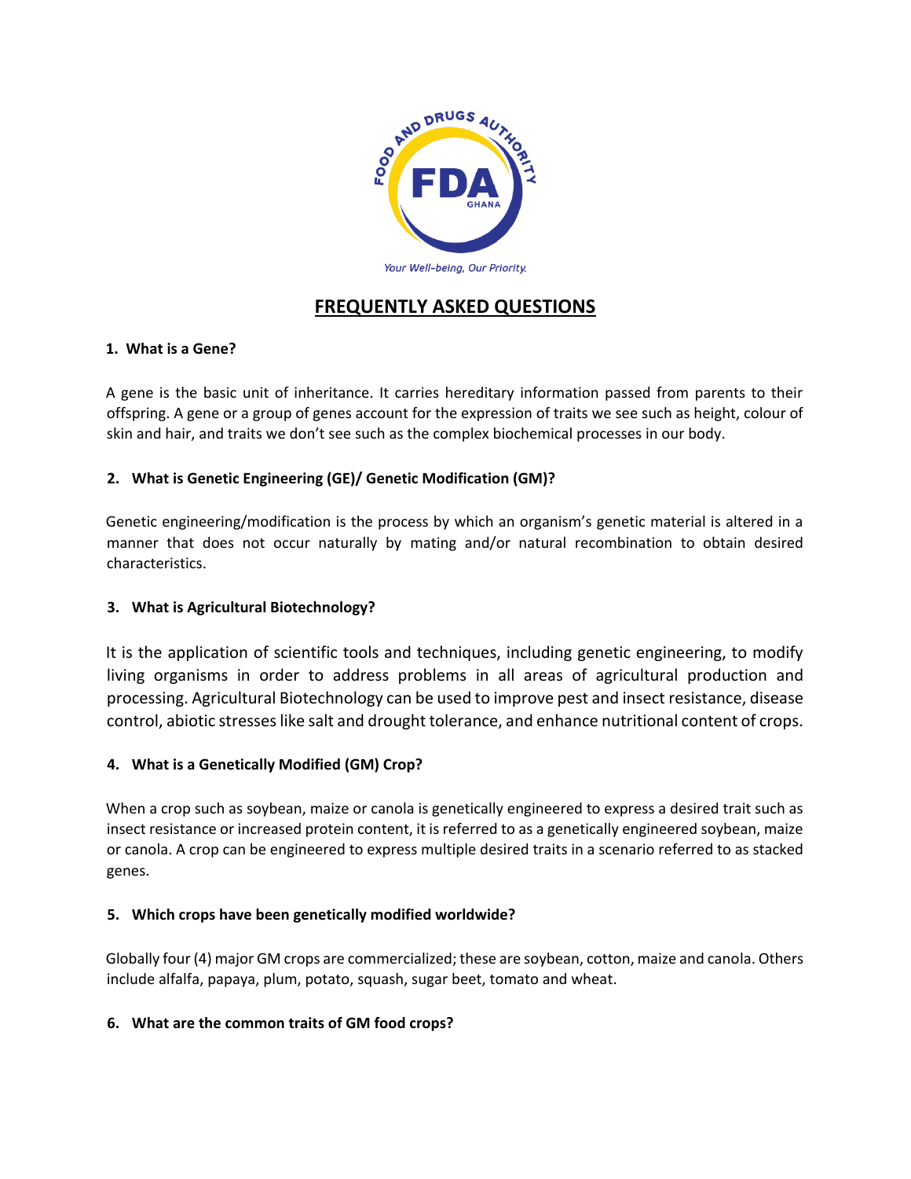# FREQUENTLY ASKED QUESTIONS

**1. What is a Gene?**

A gene is the basic unit of inheritance. It carries hereditary information passed from parents to their offspring. A gene or a group of genes account for the expression of traits we see such as height, colour of skin and hair, and traits we don't see such as the complex biochemical processes in our body.

**2. What is Genetic Engineering (GE)/ Genetic Modification (GM)?**

Genetic engineering/modification is the process by which an organism's genetic material is altered in a manner that does not occur naturally by mating and/or natural recombination to obtain desired characteristics.

**3. What is Agricultural Biotechnology?**

It is the application of scientific tools and techniques, including genetic engineering, to modify living organisms in order to address problems in all areas of agricultural production and processing. Agricultural Biotechnology can be used to improve pest and insect resistance, disease control, abiotic stresses like salt and drought tolerance, and enhance nutritional content of crops.

**4. What is a Genetically Modified (GM) Crop?**

When a crop such as soybean, maize or canola is genetically engineered to express a desired trait such as insect resistance or increased protein content, it is referred to as a genetically engineered soybean, maize or canola. A crop can be engineered to express multiple desired traits in a scenario referred to as stacked genes.

**5. Which crops have been genetically modified worldwide?**

Globally four (4) major GM crops are commercialized; these are soybean, cotton, maize and canola. Others include alfalfa, papaya, plum, potato, squash, sugar beet, tomato and wheat.

**6. What are the common traits of GM food crops?**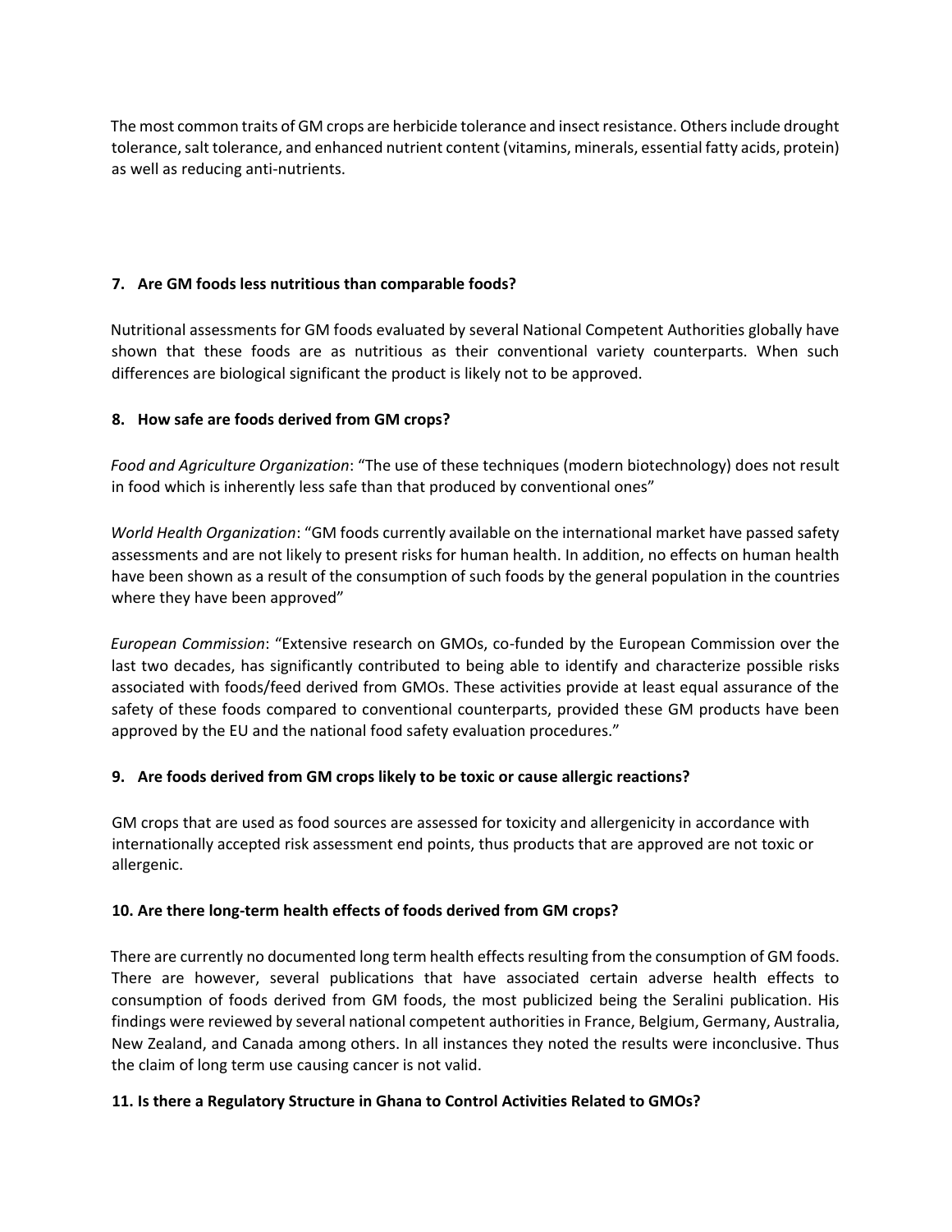The most common traits of GM crops are herbicide tolerance and insect resistance. Others include drought tolerance, salt tolerance, and enhanced nutrient content (vitamins, minerals, essential fatty acids, protein) as well as reducing anti-nutrients.

**7. Are GM foods less nutritious than comparable foods?**

Nutritional assessments for GM foods evaluated by several National Competent Authorities globally have shown that these foods are as nutritious as their conventional variety counterparts. When such differences are biological significant the product is likely not to be approved.

**8. How safe are foods derived from GM crops?**

*Food and Agriculture Organization*: "The use of these techniques (modern biotechnology) does not result in food which is inherently less safe than that produced by conventional ones"

*World Health Organization*: "GM foods currently available on the international market have passed safety assessments and are not likely to present risks for human health. In addition, no effects on human health have been shown as a result of the consumption of such foods by the general population in the countries where they have been approved"

*European Commission*: "Extensive research on GMOs, co-funded by the European Commission over the last two decades, has significantly contributed to being able to identify and characterize possible risks associated with foods/feed derived from GMOs. These activities provide at least equal assurance of the safety of these foods compared to conventional counterparts, provided these GM products have been approved by the EU and the national food safety evaluation procedures."

**9. Are foods derived from GM crops likely to be toxic or cause allergic reactions?**

GM crops that are used as food sources are assessed for toxicity and allergenicity in accordance with internationally accepted risk assessment end points, thus products that are approved are not toxic or allergenic.

**10. Are there long-term health effects of foods derived from GM crops?**

There are currently no documented long term health effects resulting from the consumption of GM foods. There are however, several publications that have associated certain adverse health effects to consumption of foods derived from GM foods, the most publicized being the Seralini publication. His findings were reviewed by several national competent authorities in France, Belgium, Germany, Australia, New Zealand, and Canada among others. In all instances they noted the results were inconclusive. Thus the claim of long term use causing cancer is not valid.

**11. Is there a Regulatory Structure in Ghana to Control Activities Related to GMOs?**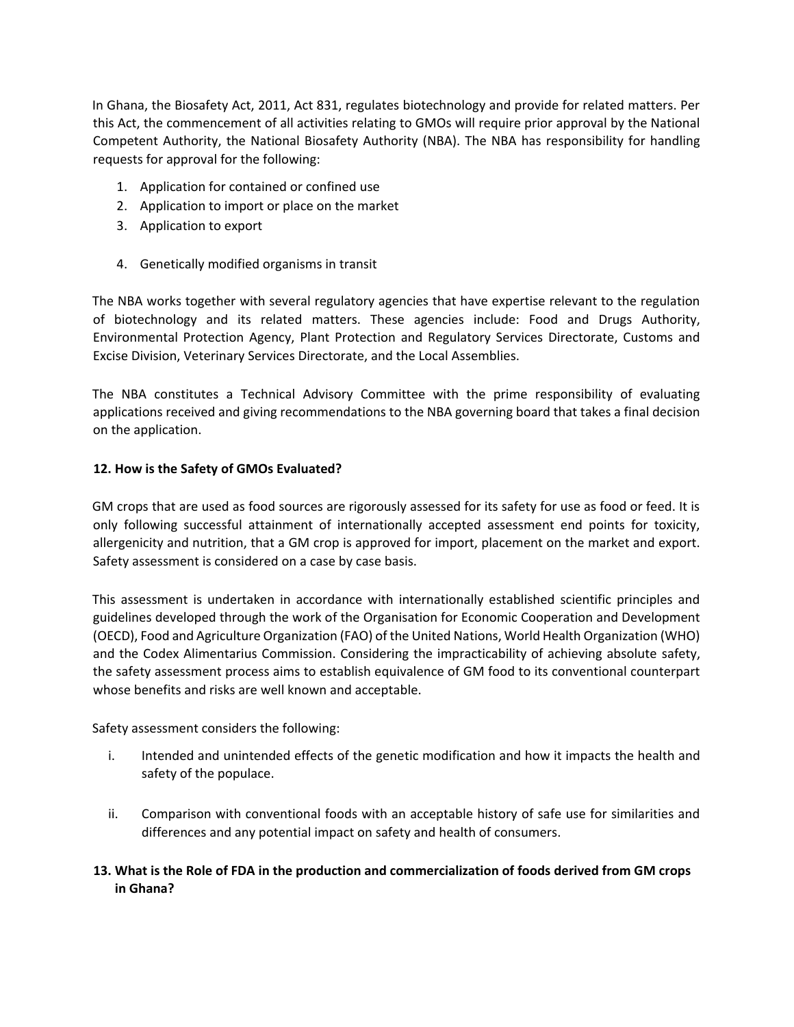In Ghana, the Biosafety Act, 2011, Act 831, regulates biotechnology and provide for related matters. Per this Act, the commencement of all activities relating to GMOs will require prior approval by the National Competent Authority, the National Biosafety Authority (NBA). The NBA has responsibility for handling requests for approval for the following:

1. Application for contained or confined use
2. Application to import or place on the market
3. Application to export
4. Genetically modified organisms in transit

The NBA works together with several regulatory agencies that have expertise relevant to the regulation of biotechnology and its related matters. These agencies include: Food and Drugs Authority, Environmental Protection Agency, Plant Protection and Regulatory Services Directorate, Customs and Excise Division, Veterinary Services Directorate, and the Local Assemblies.

The NBA constitutes a Technical Advisory Committee with the prime responsibility of evaluating applications received and giving recommendations to the NBA governing board that takes a final decision on the application.

**12. How is the Safety of GMOs Evaluated?**

GM crops that are used as food sources are rigorously assessed for its safety for use as food or feed. It is only following successful attainment of internationally accepted assessment end points for toxicity, allergenicity and nutrition, that a GM crop is approved for import, placement on the market and export. Safety assessment is considered on a case by case basis.

This assessment is undertaken in accordance with internationally established scientific principles and guidelines developed through the work of the Organisation for Economic Cooperation and Development (OECD), Food and Agriculture Organization (FAO) of the United Nations, World Health Organization (WHO) and the Codex Alimentarius Commission. Considering the impracticability of achieving absolute safety, the safety assessment process aims to establish equivalence of GM food to its conventional counterpart whose benefits and risks are well known and acceptable.

Safety assessment considers the following:

i. Intended and unintended effects of the genetic modification and how it impacts the health and safety of the populace.

ii. Comparison with conventional foods with an acceptable history of safe use for similarities and differences and any potential impact on safety and health of consumers.

**13. What is the Role of FDA in the production and commercialization of foods derived from GM crops in Ghana?**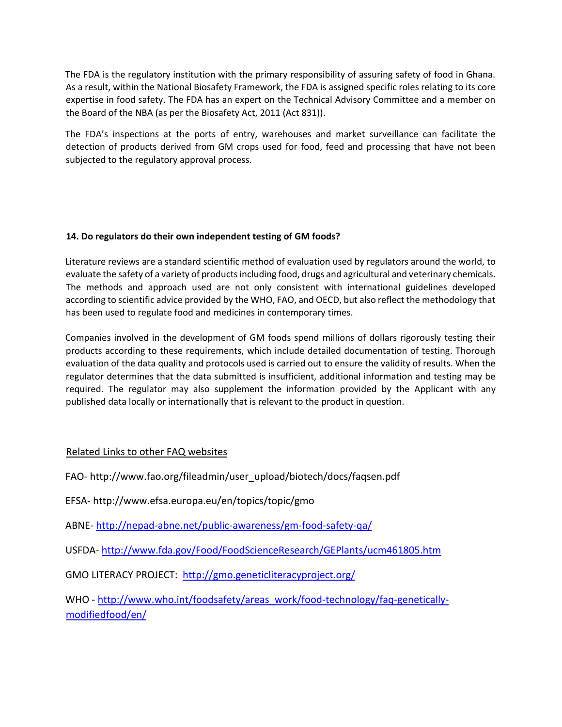The FDA is the regulatory institution with the primary responsibility of assuring safety of food in Ghana. As a result, within the National Biosafety Framework, the FDA is assigned specific roles relating to its core expertise in food safety. The FDA has an expert on the Technical Advisory Committee and a member on the Board of the NBA (as per the Biosafety Act, 2011 (Act 831)).

The FDA's inspections at the ports of entry, warehouses and market surveillance can facilitate the detection of products derived from GM crops used for food, feed and processing that have not been subjected to the regulatory approval process.

**14. Do regulators do their own independent testing of GM foods?**

Literature reviews are a standard scientific method of evaluation used by regulators around the world, to evaluate the safety of a variety of products including food, drugs and agricultural and veterinary chemicals. The methods and approach used are not only consistent with international guidelines developed according to scientific advice provided by the WHO, FAO, and OECD, but also reflect the methodology that has been used to regulate food and medicines in contemporary times.

Companies involved in the development of GM foods spend millions of dollars rigorously testing their products according to these requirements, which include detailed documentation of testing. Thorough evaluation of the data quality and protocols used is carried out to ensure the validity of results. When the regulator determines that the data submitted is insufficient, additional information and testing may be required. The regulator may also supplement the information provided by the Applicant with any published data locally or internationally that is relevant to the product in question.

Related Links to other FAQ websites

FAO- http://www.fao.org/fileadmin/user_upload/biotech/docs/faqsen.pdf

EFSA- http://www.efsa.europa.eu/en/topics/topic/gmo

ABNE- http://nepad-abne.net/public-awareness/gm-food-safety-qa/

USFDA- http://www.fda.gov/Food/FoodScienceResearch/GEPlants/ucm461805.htm

GMO LITERACY PROJECT: http://gmo.geneticliteracyproject.org/

WHO - http://www.who.int/foodsafety/areas_work/food-technology/faq-genetically-modifiedfood/en/